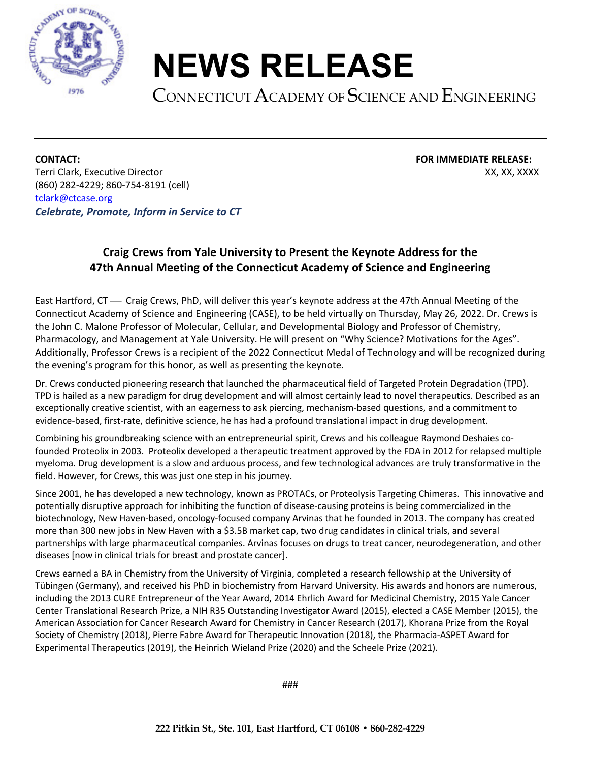# NEWS RELEASE

CONNECTICUT ACADEMY OF SCIENCE AND ENGINEERING

**CONTACT:**
Terri Clark, Executive Director
(860) 282-4229; 860-754-8191 (cell)
tclark@ctcase.org
***Celebrate, Promote, Inform in Service to CT***

**FOR IMMEDIATE RELEASE:**
XX, XX, XXXX

## Craig Crews from Yale University to Present the Keynote Address for the 47th Annual Meeting of the Connecticut Academy of Science and Engineering

East Hartford, CT — Craig Crews, PhD, will deliver this year's keynote address at the 47th Annual Meeting of the Connecticut Academy of Science and Engineering (CASE), to be held virtually on Thursday, May 26, 2022. Dr. Crews is the John C. Malone Professor of Molecular, Cellular, and Developmental Biology and Professor of Chemistry, Pharmacology, and Management at Yale University. He will present on "Why Science? Motivations for the Ages". Additionally, Professor Crews is a recipient of the 2022 Connecticut Medal of Technology and will be recognized during the evening's program for this honor, as well as presenting the keynote.

Dr. Crews conducted pioneering research that launched the pharmaceutical field of Targeted Protein Degradation (TPD). TPD is hailed as a new paradigm for drug development and will almost certainly lead to novel therapeutics. Described as an exceptionally creative scientist, with an eagerness to ask piercing, mechanism-based questions, and a commitment to evidence-based, first-rate, definitive science, he has had a profound translational impact in drug development.

Combining his groundbreaking science with an entrepreneurial spirit, Crews and his colleague Raymond Deshaies co-founded Proteolix in 2003. Proteolix developed a therapeutic treatment approved by the FDA in 2012 for relapsed multiple myeloma. Drug development is a slow and arduous process, and few technological advances are truly transformative in the field. However, for Crews, this was just one step in his journey.

Since 2001, he has developed a new technology, known as PROTACs, or Proteolysis Targeting Chimeras. This innovative and potentially disruptive approach for inhibiting the function of disease-causing proteins is being commercialized in the biotechnology, New Haven-based, oncology-focused company Arvinas that he founded in 2013. The company has created more than 300 new jobs in New Haven with a $3.5B market cap, two drug candidates in clinical trials, and several partnerships with large pharmaceutical companies. Arvinas focuses on drugs to treat cancer, neurodegeneration, and other diseases [now in clinical trials for breast and prostate cancer].

Crews earned a BA in Chemistry from the University of Virginia, completed a research fellowship at the University of Tübingen (Germany), and received his PhD in biochemistry from Harvard University. His awards and honors are numerous, including the 2013 CURE Entrepreneur of the Year Award, 2014 Ehrlich Award for Medicinal Chemistry, 2015 Yale Cancer Center Translational Research Prize, a NIH R35 Outstanding Investigator Award (2015), elected a CASE Member (2015), the American Association for Cancer Research Award for Chemistry in Cancer Research (2017), Khorana Prize from the Royal Society of Chemistry (2018), Pierre Fabre Award for Therapeutic Innovation (2018), the Pharmacia-ASPET Award for Experimental Therapeutics (2019), the Heinrich Wieland Prize (2020) and the Scheele Prize (2021).

###

**222 Pitkin St., Ste. 101, East Hartford, CT 06108 • 860-282-4229**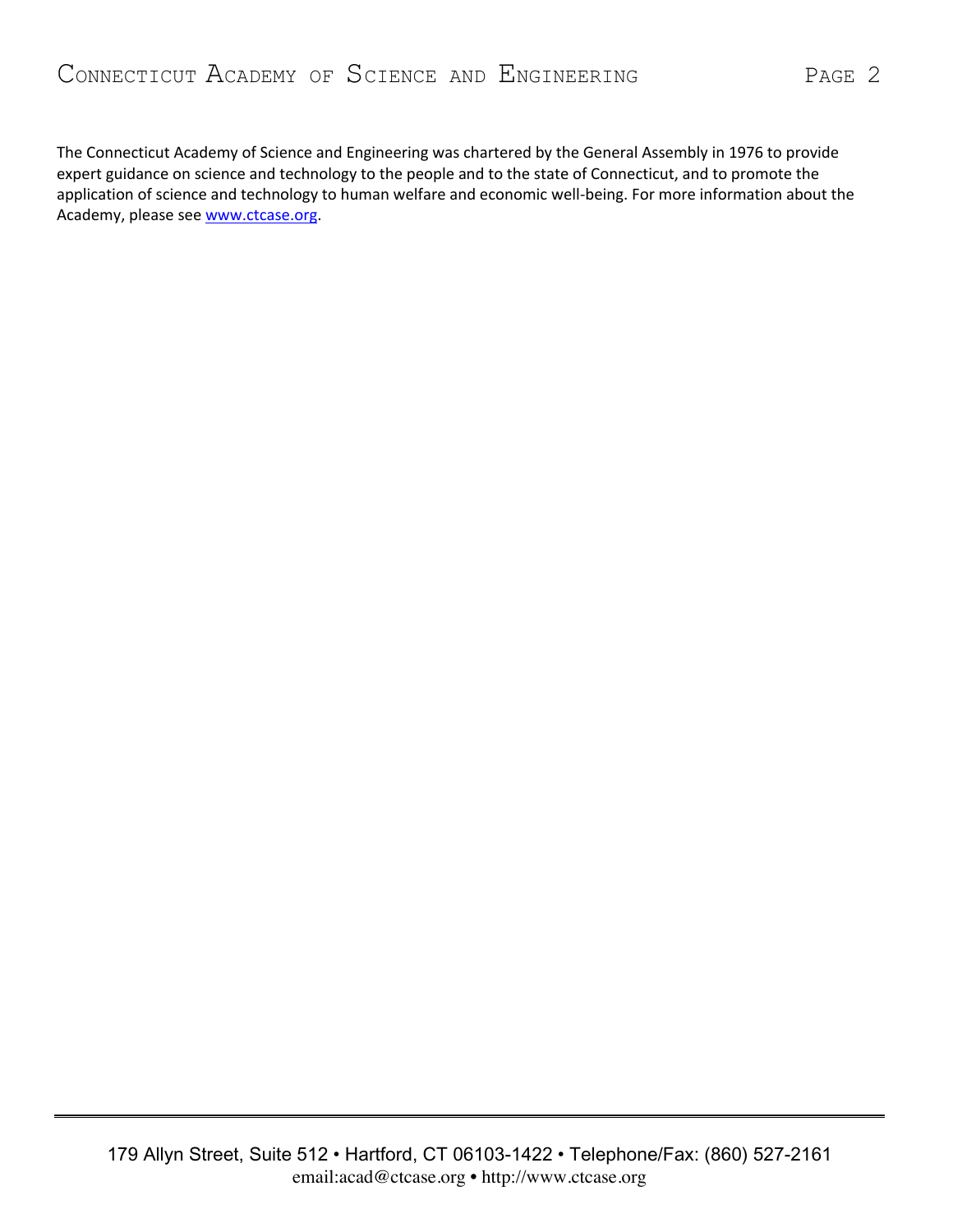The Connecticut Academy of Science and Engineering was chartered by the General Assembly in 1976 to provide expert guidance on science and technology to the people and to the state of Connecticut, and to promote the application of science and technology to human welfare and economic well-being. For more information about the Academy, please see www.ctcase.org.

179 Allyn Street, Suite 512 • Hartford, CT 06103-1422 • Telephone/Fax: (860) 527-2161
email:acad@ctcase.org • http://www.ctcase.org